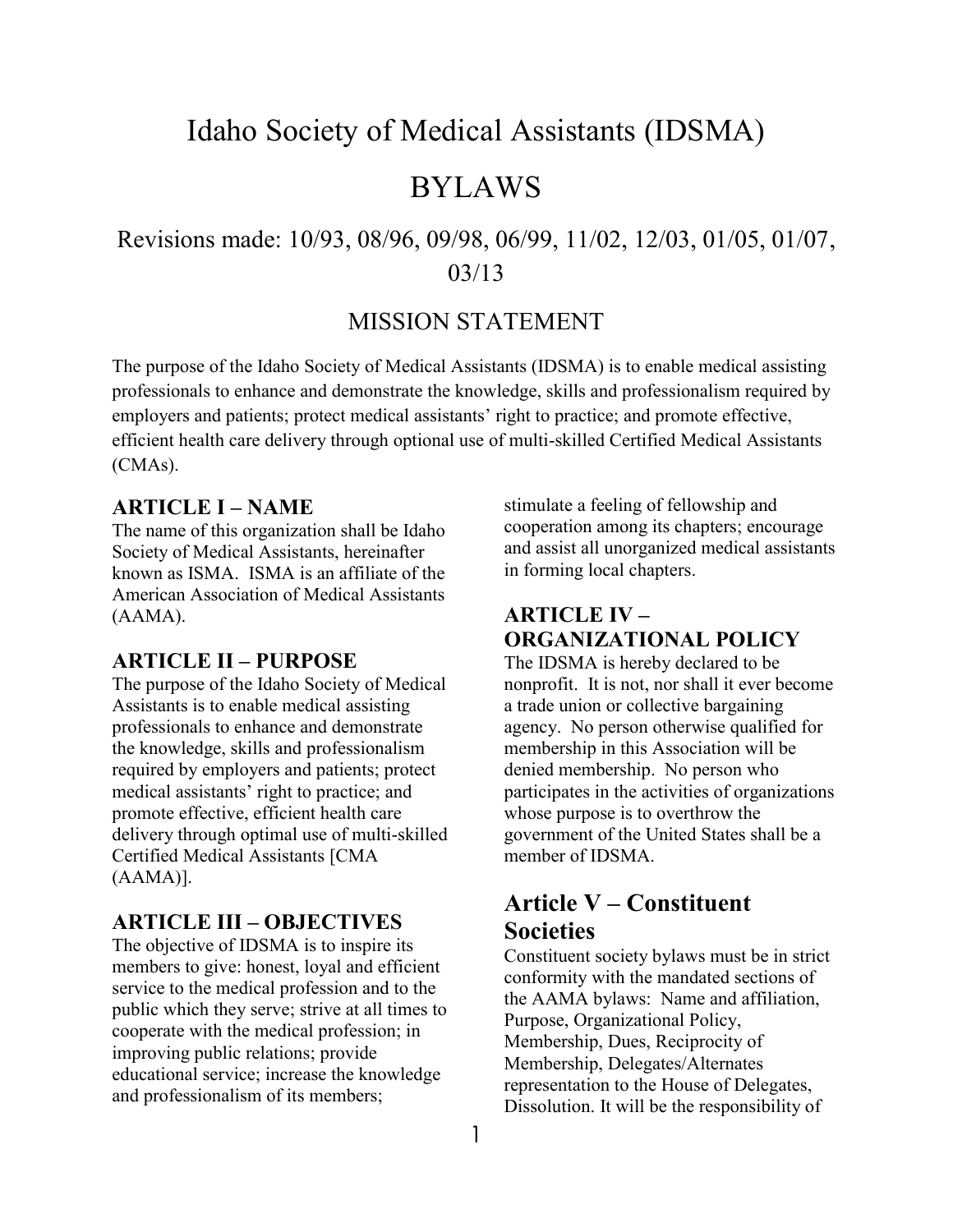# Idaho Society of Medical Assistants (IDSMA)

# BYLAWS

## Revisions made: 10/93, 08/96, 09/98, 06/99, 11/02, 12/03, 01/05, 01/07, 03/13

### MISSION STATEMENT

The purpose of the Idaho Society of Medical Assistants (IDSMA) is to enable medical assisting professionals to enhance and demonstrate the knowledge, skills and professionalism required by employers and patients; protect medical assistants' right to practice; and promote effective, efficient health care delivery through optional use of multi-skilled Certified Medical Assistants (CMAs).

### ARTICLE I – NAME

The name of this organization shall be Idaho Society of Medical Assistants, hereinafter known as ISMA. ISMA is an affiliate of the American Association of Medical Assistants (AAMA).

### ARTICLE II – PURPOSE

The purpose of the Idaho Society of Medical Assistants is to enable medical assisting professionals to enhance and demonstrate the knowledge, skills and professionalism required by employers and patients; protect medical assistants' right to practice; and promote effective, efficient health care delivery through optimal use of multi-skilled Certified Medical Assistants [CMA (AAMA)].

### ARTICLE III – OBJECTIVES

The objective of IDSMA is to inspire its members to give: honest, loyal and efficient service to the medical profession and to the public which they serve; strive at all times to cooperate with the medical profession; in improving public relations; provide educational service; increase the knowledge and professionalism of its members; stimulate a feeling of fellowship and cooperation among its chapters; encourage and assist all unorganized medical assistants in forming local chapters.

### ARTICLE IV – ORGANIZATIONAL POLICY

The IDSMA is hereby declared to be nonprofit. It is not, nor shall it ever become a trade union or collective bargaining agency. No person otherwise qualified for membership in this Association will be denied membership. No person who participates in the activities of organizations whose purpose is to overthrow the government of the United States shall be a member of IDSMA.

### Article V – Constituent Societies

Constituent society bylaws must be in strict conformity with the mandated sections of the AAMA bylaws: Name and affiliation, Purpose, Organizational Policy, Membership, Dues, Reciprocity of Membership, Delegates/Alternates representation to the House of Delegates, Dissolution. It will be the responsibility of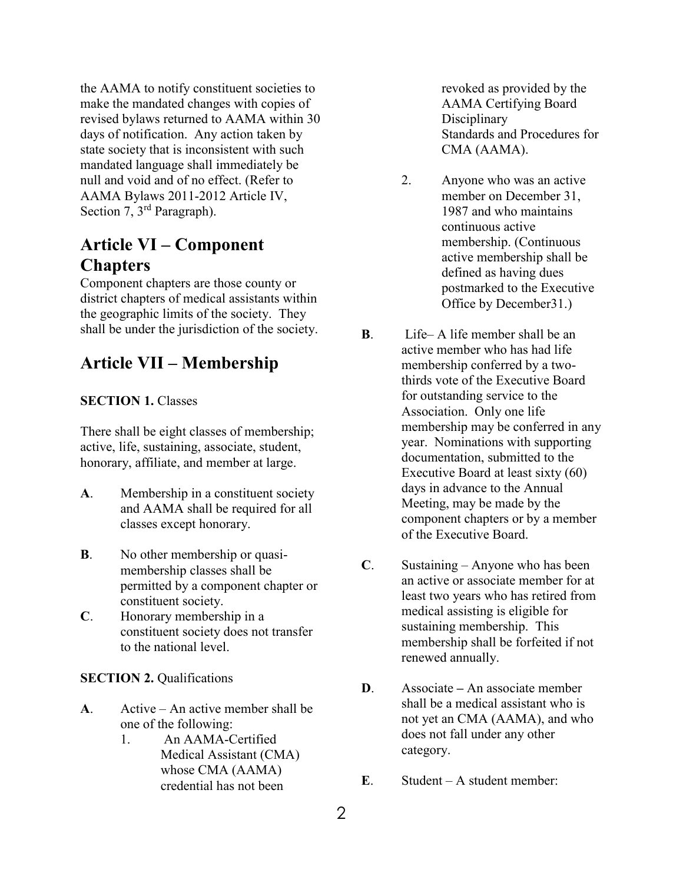the AAMA to notify constituent societies to make the mandated changes with copies of revised bylaws returned to AAMA within 30 days of notification. Any action taken by state society that is inconsistent with such mandated language shall immediately be null and void and of no effect. (Refer to AAMA Bylaws 2011-2012 Article IV, Section 7, 3rd Paragraph).

## Article VI – Component Chapters

Component chapters are those county or district chapters of medical assistants within the geographic limits of the society. They shall be under the jurisdiction of the society.

## Article VII – Membership

**SECTION 1.** Classes

There shall be eight classes of membership; active, life, sustaining, associate, student, honorary, affiliate, and member at large.

**A**. Membership in a constituent society and AAMA shall be required for all classes except honorary.

**B**. No other membership or quasi-membership classes shall be permitted by a component chapter or constituent society.

**C**. Honorary membership in a constituent society does not transfer to the national level.

**SECTION 2.** Qualifications

**A**. Active – An active member shall be one of the following:

1. An AAMA-Certified Medical Assistant (CMA) whose CMA (AAMA) credential has not been revoked as provided by the AAMA Certifying Board Disciplinary Standards and Procedures for CMA (AAMA).
2. Anyone who was an active member on December 31, 1987 and who maintains continuous active membership. (Continuous active membership shall be defined as having dues postmarked to the Executive Office by December31.)

**B**. Life– A life member shall be an active member who has had life membership conferred by a two-thirds vote of the Executive Board for outstanding service to the Association. Only one life membership may be conferred in any year. Nominations with supporting documentation, submitted to the Executive Board at least sixty (60) days in advance to the Annual Meeting, may be made by the component chapters or by a member of the Executive Board.

**C**. Sustaining – Anyone who has been an active or associate member for at least two years who has retired from medical assisting is eligible for sustaining membership. This membership shall be forfeited if not renewed annually.

**D**. Associate – An associate member shall be a medical assistant who is not yet an CMA (AAMA), and who does not fall under any other category.

**E**. Student – A student member: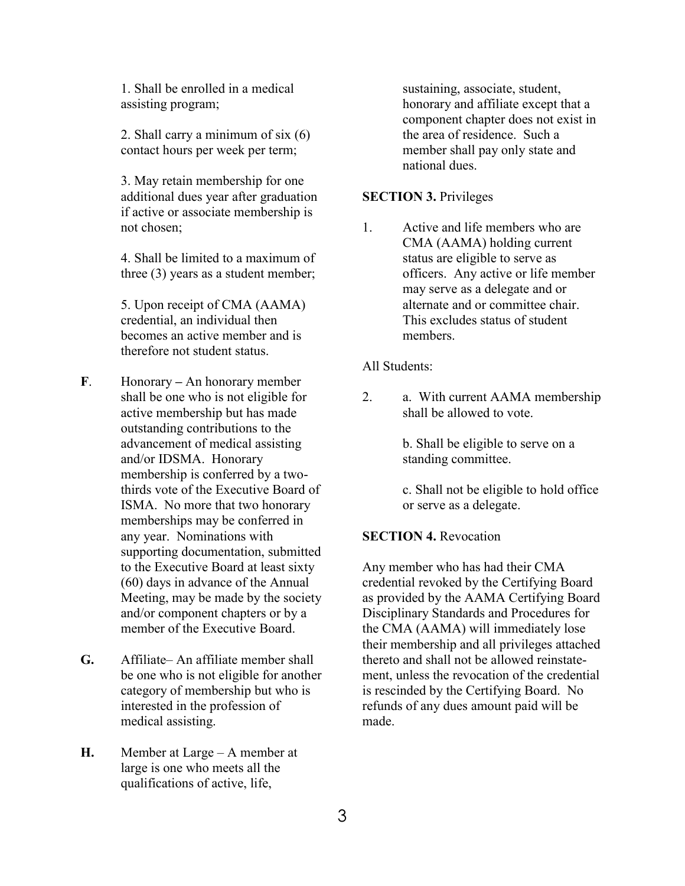1. Shall be enrolled in a medical assisting program;

2. Shall carry a minimum of six (6) contact hours per week per term;

3. May retain membership for one additional dues year after graduation if active or associate membership is not chosen;

4. Shall be limited to a maximum of three (3) years as a student member;

5. Upon receipt of CMA (AAMA) credential, an individual then becomes an active member and is therefore not student status.

**F**. Honorary **–** An honorary member shall be one who is not eligible for active membership but has made outstanding contributions to the advancement of medical assisting and/or IDSMA. Honorary membership is conferred by a two-thirds vote of the Executive Board of ISMA. No more that two honorary memberships may be conferred in any year. Nominations with supporting documentation, submitted to the Executive Board at least sixty (60) days in advance of the Annual Meeting, may be made by the society and/or component chapters or by a member of the Executive Board.

**G.** Affiliate– An affiliate member shall be one who is not eligible for another category of membership but who is interested in the profession of medical assisting.

**H.** Member at Large – A member at large is one who meets all the qualifications of active, life, sustaining, associate, student, honorary and affiliate except that a component chapter does not exist in the area of residence. Such a member shall pay only state and national dues.

**SECTION 3.** Privileges

1. Active and life members who are CMA (AAMA) holding current status are eligible to serve as officers. Any active or life member may serve as a delegate and or alternate and or committee chair. This excludes status of student members.

All Students:

2. a. With current AAMA membership shall be allowed to vote.

   b. Shall be eligible to serve on a standing committee.

   c. Shall not be eligible to hold office or serve as a delegate.

**SECTION 4.** Revocation

Any member who has had their CMA credential revoked by the Certifying Board as provided by the AAMA Certifying Board Disciplinary Standards and Procedures for the CMA (AAMA) will immediately lose their membership and all privileges attached thereto and shall not be allowed reinstatement, unless the revocation of the credential is rescinded by the Certifying Board. No refunds of any dues amount paid will be made.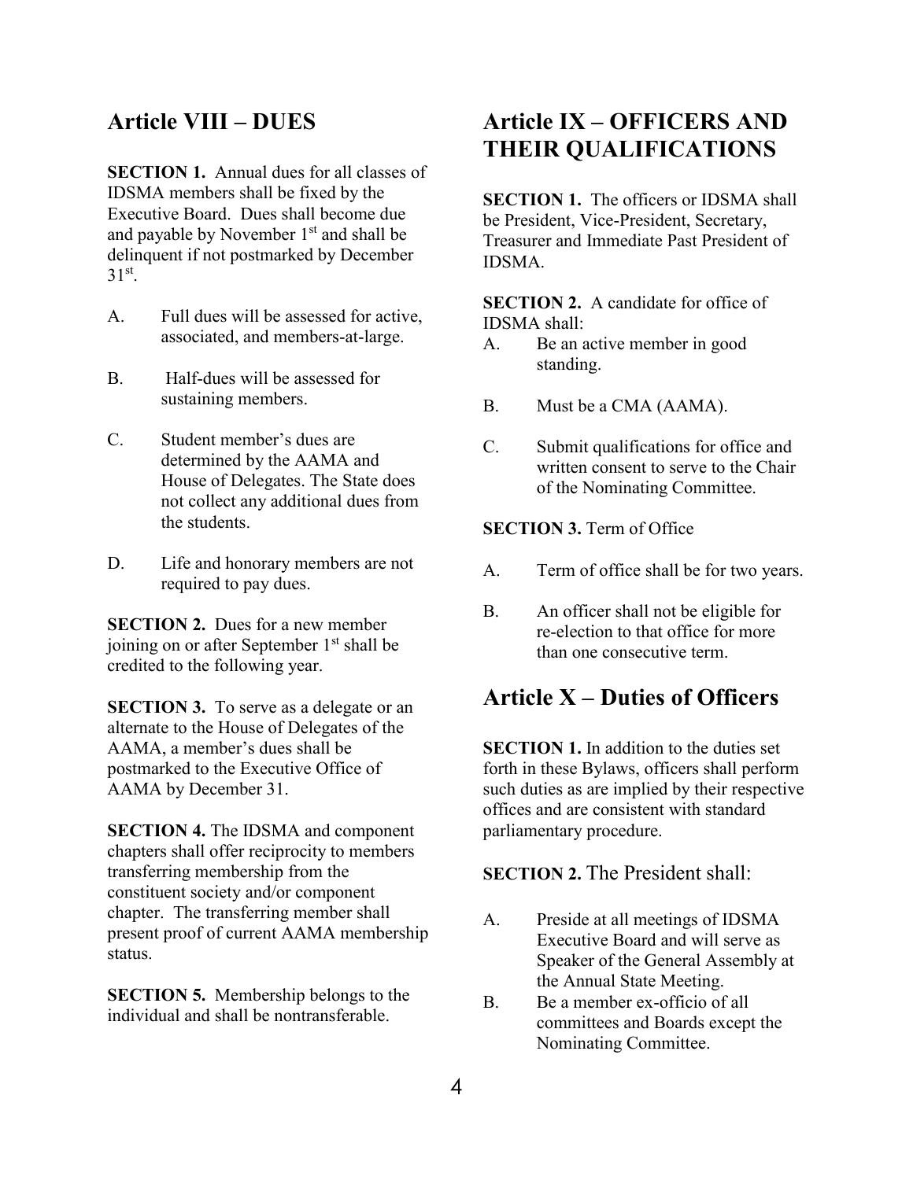## Article VIII – DUES

**SECTION 1.** Annual dues for all classes of IDSMA members shall be fixed by the Executive Board. Dues shall become due and payable by November 1st and shall be delinquent if not postmarked by December 31st.

A. Full dues will be assessed for active, associated, and members-at-large.

B. Half-dues will be assessed for sustaining members.

C. Student member's dues are determined by the AAMA and House of Delegates. The State does not collect any additional dues from the students.

D. Life and honorary members are not required to pay dues.

**SECTION 2.** Dues for a new member joining on or after September 1st shall be credited to the following year.

**SECTION 3.** To serve as a delegate or an alternate to the House of Delegates of the AAMA, a member's dues shall be postmarked to the Executive Office of AAMA by December 31.

**SECTION 4.** The IDSMA and component chapters shall offer reciprocity to members transferring membership from the constituent society and/or component chapter. The transferring member shall present proof of current AAMA membership status.

**SECTION 5.** Membership belongs to the individual and shall be nontransferable.

## Article IX – OFFICERS AND THEIR QUALIFICATIONS

**SECTION 1.** The officers or IDSMA shall be President, Vice-President, Secretary, Treasurer and Immediate Past President of IDSMA.

**SECTION 2.** A candidate for office of IDSMA shall:

A. Be an active member in good standing.

B. Must be a CMA (AAMA).

C. Submit qualifications for office and written consent to serve to the Chair of the Nominating Committee.

**SECTION 3.** Term of Office

A. Term of office shall be for two years.

B. An officer shall not be eligible for re-election to that office for more than one consecutive term.

## Article X – Duties of Officers

**SECTION 1.** In addition to the duties set forth in these Bylaws, officers shall perform such duties as are implied by their respective offices and are consistent with standard parliamentary procedure.

**SECTION 2.** The President shall:

A. Preside at all meetings of IDSMA Executive Board and will serve as Speaker of the General Assembly at the Annual State Meeting.

B. Be a member ex-officio of all committees and Boards except the Nominating Committee.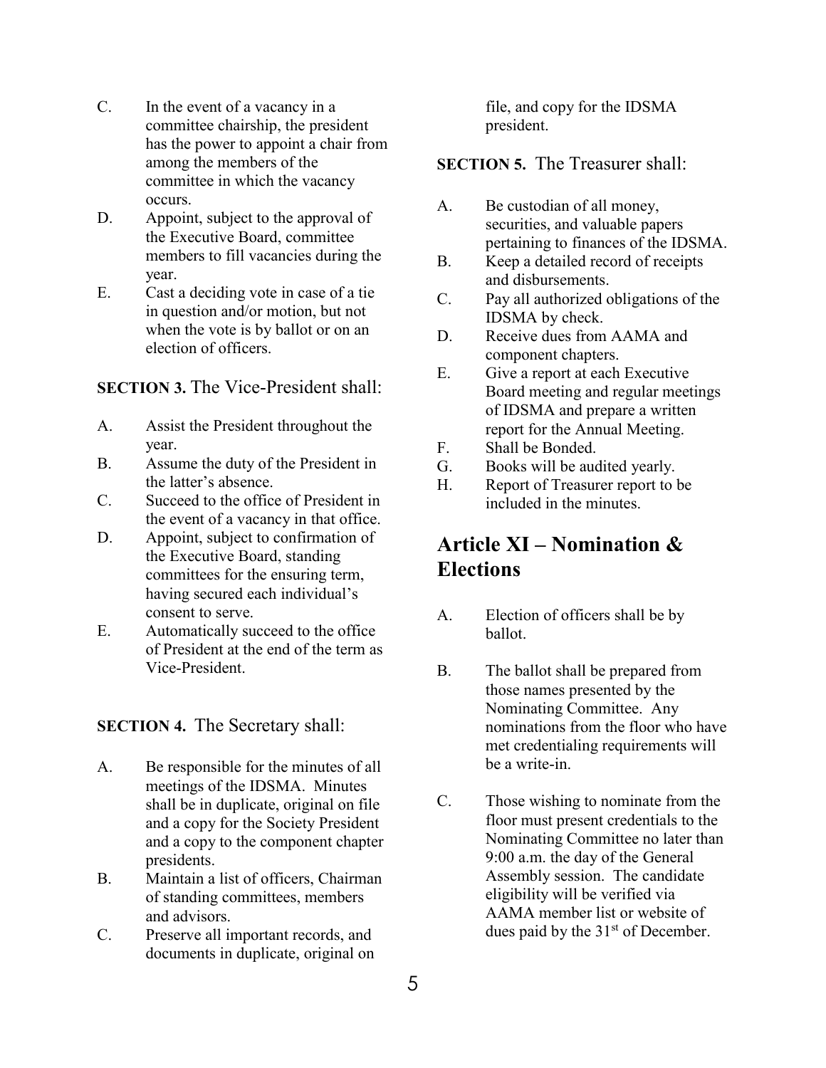C. In the event of a vacancy in a committee chairship, the president has the power to appoint a chair from among the members of the committee in which the vacancy occurs.

D. Appoint, subject to the approval of the Executive Board, committee members to fill vacancies during the year.

E. Cast a deciding vote in case of a tie in question and/or motion, but not when the vote is by ballot or on an election of officers.

**SECTION 3.** The Vice-President shall:

A. Assist the President throughout the year.

B. Assume the duty of the President in the latter's absence.

C. Succeed to the office of President in the event of a vacancy in that office.

D. Appoint, subject to confirmation of the Executive Board, standing committees for the ensuring term, having secured each individual's consent to serve.

E. Automatically succeed to the office of President at the end of the term as Vice-President.

**SECTION 4.** The Secretary shall:

A. Be responsible for the minutes of all meetings of the IDSMA. Minutes shall be in duplicate, original on file and a copy for the Society President and a copy to the component chapter presidents.

B. Maintain a list of officers, Chairman of standing committees, members and advisors.

C. Preserve all important records, and documents in duplicate, original on file, and copy for the IDSMA president.

**SECTION 5.** The Treasurer shall:

A. Be custodian of all money, securities, and valuable papers pertaining to finances of the IDSMA.

B. Keep a detailed record of receipts and disbursements.

C. Pay all authorized obligations of the IDSMA by check.

D. Receive dues from AAMA and component chapters.

E. Give a report at each Executive Board meeting and regular meetings of IDSMA and prepare a written report for the Annual Meeting.

F. Shall be Bonded.

G. Books will be audited yearly.

H. Report of Treasurer report to be included in the minutes.

## Article XI – Nomination & Elections

A. Election of officers shall be by ballot.

B. The ballot shall be prepared from those names presented by the Nominating Committee. Any nominations from the floor who have met credentialing requirements will be a write-in.

C. Those wishing to nominate from the floor must present credentials to the Nominating Committee no later than 9:00 a.m. the day of the General Assembly session. The candidate eligibility will be verified via AAMA member list or website of dues paid by the 31st of December.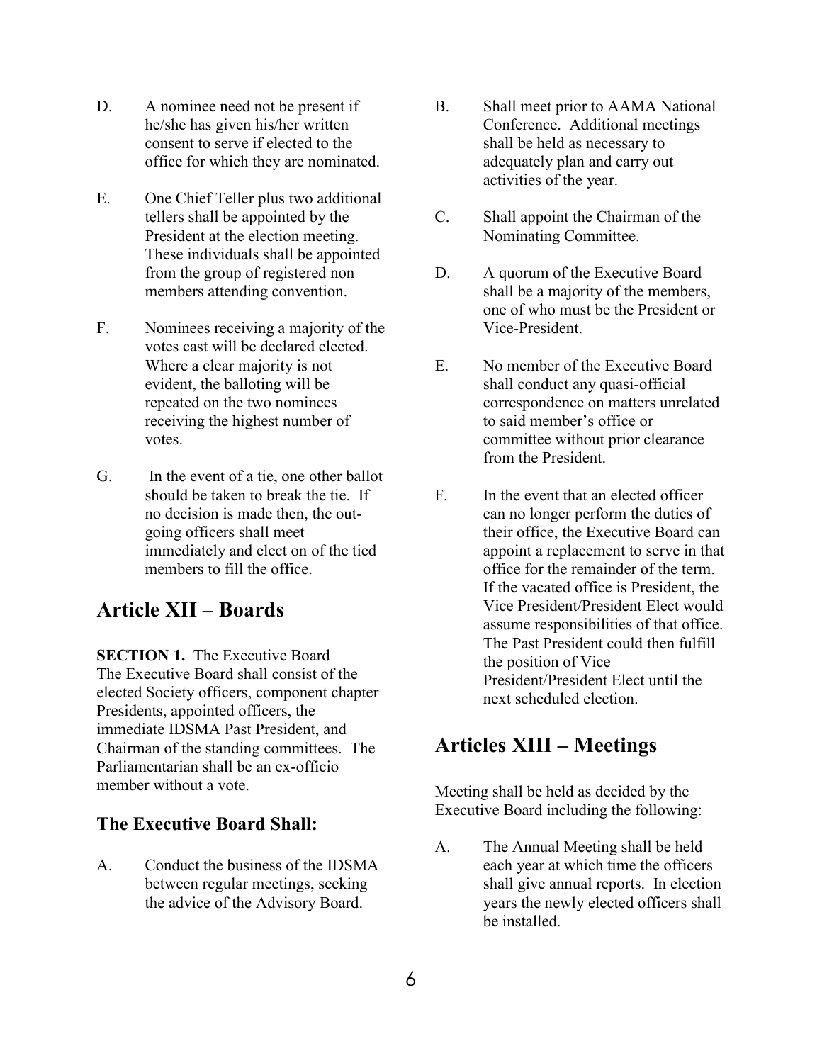D. A nominee need not be present if he/she has given his/her written consent to serve if elected to the office for which they are nominated.

E. One Chief Teller plus two additional tellers shall be appointed by the President at the election meeting. These individuals shall be appointed from the group of registered non members attending convention.

F. Nominees receiving a majority of the votes cast will be declared elected. Where a clear majority is not evident, the balloting will be repeated on the two nominees receiving the highest number of votes.

G. In the event of a tie, one other ballot should be taken to break the tie. If no decision is made then, the out-going officers shall meet immediately and elect on of the tied members to fill the office.

## Article XII – Boards

**SECTION 1.** The Executive Board
The Executive Board shall consist of the elected Society officers, component chapter Presidents, appointed officers, the immediate IDSMA Past President, and Chairman of the standing committees. The Parliamentarian shall be an ex-officio member without a vote.

### The Executive Board Shall:

A. Conduct the business of the IDSMA between regular meetings, seeking the advice of the Advisory Board.

B. Shall meet prior to AAMA National Conference. Additional meetings shall be held as necessary to adequately plan and carry out activities of the year.

C. Shall appoint the Chairman of the Nominating Committee.

D. A quorum of the Executive Board shall be a majority of the members, one of who must be the President or Vice-President.

E. No member of the Executive Board shall conduct any quasi-official correspondence on matters unrelated to said member's office or committee without prior clearance from the President.

F. In the event that an elected officer can no longer perform the duties of their office, the Executive Board can appoint a replacement to serve in that office for the remainder of the term. If the vacated office is President, the Vice President/President Elect would assume responsibilities of that office. The Past President could then fulfill the position of Vice President/President Elect until the next scheduled election.

## Articles XIII – Meetings

Meeting shall be held as decided by the Executive Board including the following:

A. The Annual Meeting shall be held each year at which time the officers shall give annual reports. In election years the newly elected officers shall be installed.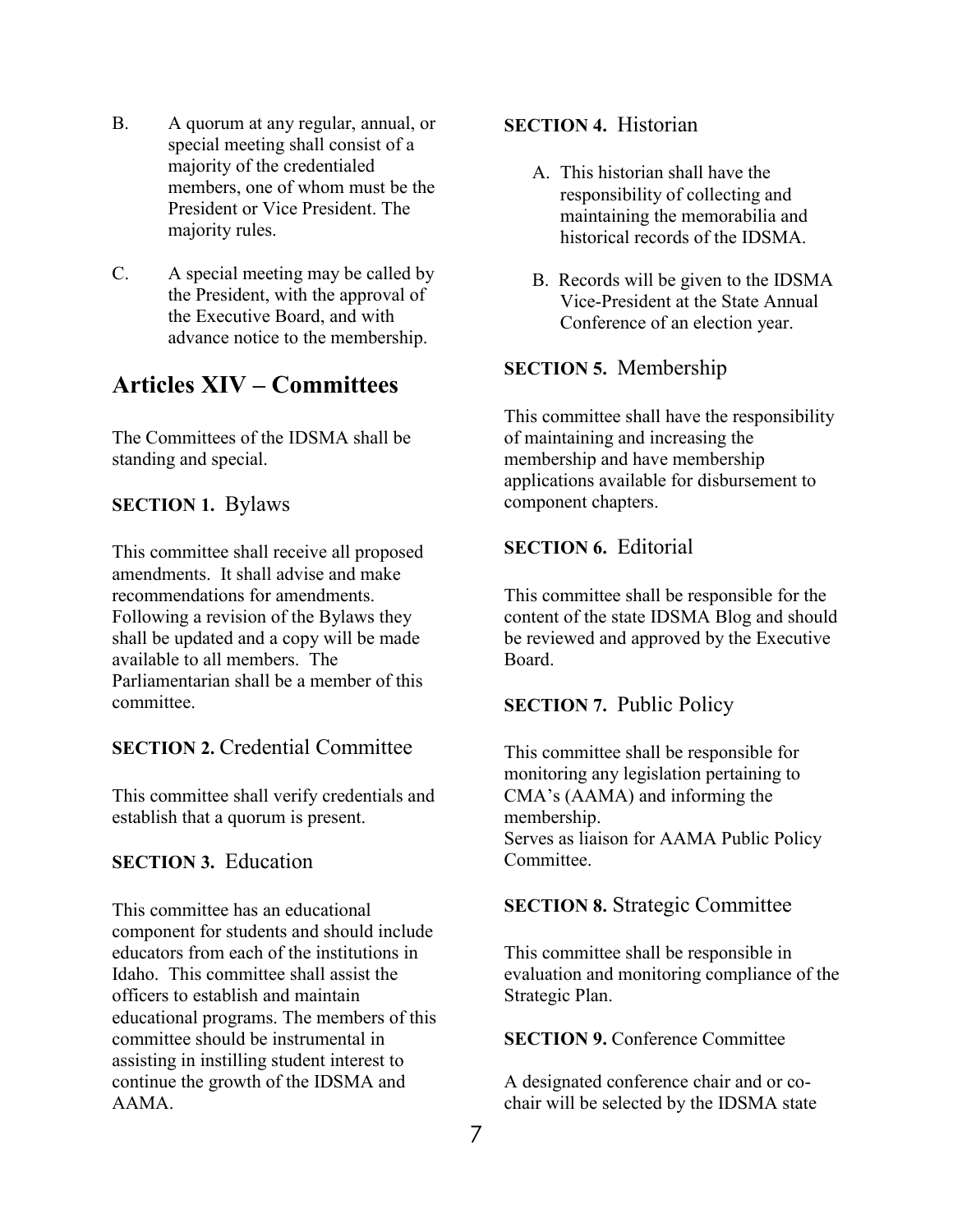B. A quorum at any regular, annual, or special meeting shall consist of a majority of the credentialed members, one of whom must be the President or Vice President. The majority rules.

C. A special meeting may be called by the President, with the approval of the Executive Board, and with advance notice to the membership.

## Articles XIV – Committees

The Committees of the IDSMA shall be standing and special.

**SECTION 1.** Bylaws

This committee shall receive all proposed amendments. It shall advise and make recommendations for amendments. Following a revision of the Bylaws they shall be updated and a copy will be made available to all members. The Parliamentarian shall be a member of this committee.

**SECTION 2.** Credential Committee

This committee shall verify credentials and establish that a quorum is present.

**SECTION 3.** Education

This committee has an educational component for students and should include educators from each of the institutions in Idaho. This committee shall assist the officers to establish and maintain educational programs. The members of this committee should be instrumental in assisting in instilling student interest to continue the growth of the IDSMA and AAMA.

**SECTION 4.** Historian

A. This historian shall have the responsibility of collecting and maintaining the memorabilia and historical records of the IDSMA.

B. Records will be given to the IDSMA Vice-President at the State Annual Conference of an election year.

**SECTION 5.** Membership

This committee shall have the responsibility of maintaining and increasing the membership and have membership applications available for disbursement to component chapters.

**SECTION 6.** Editorial

This committee shall be responsible for the content of the state IDSMA Blog and should be reviewed and approved by the Executive Board.

**SECTION 7.** Public Policy

This committee shall be responsible for monitoring any legislation pertaining to CMA's (AAMA) and informing the membership.
Serves as liaison for AAMA Public Policy Committee.

**SECTION 8.** Strategic Committee

This committee shall be responsible in evaluation and monitoring compliance of the Strategic Plan.

**SECTION 9.** Conference Committee

A designated conference chair and or co-chair will be selected by the IDSMA state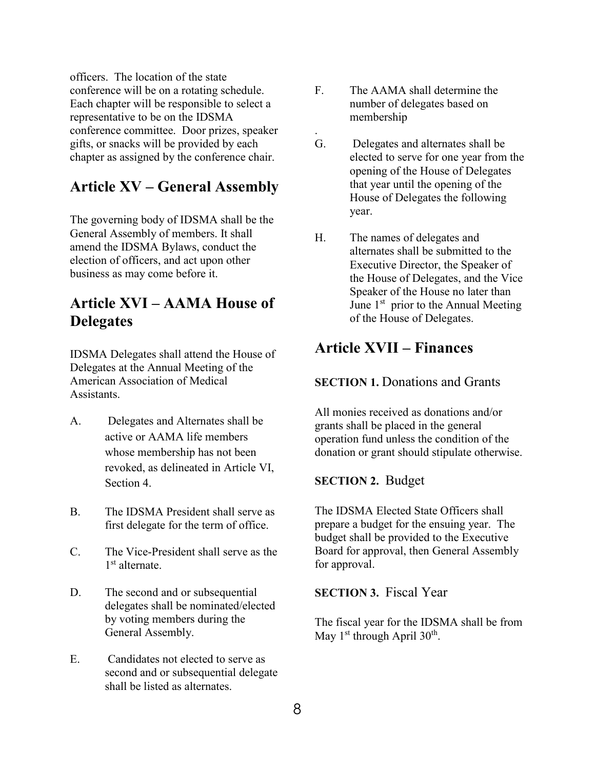officers. The location of the state conference will be on a rotating schedule. Each chapter will be responsible to select a representative to be on the IDSMA conference committee. Door prizes, speaker gifts, or snacks will be provided by each chapter as assigned by the conference chair.

## Article XV – General Assembly

The governing body of IDSMA shall be the General Assembly of members. It shall amend the IDSMA Bylaws, conduct the election of officers, and act upon other business as may come before it.

## Article XVI – AAMA House of Delegates

IDSMA Delegates shall attend the House of Delegates at the Annual Meeting of the American Association of Medical Assistants.

A. Delegates and Alternates shall be active or AAMA life members whose membership has not been revoked, as delineated in Article VI, Section 4.

B. The IDSMA President shall serve as first delegate for the term of office.

C. The Vice-President shall serve as the 1st alternate.

D. The second and or subsequential delegates shall be nominated/elected by voting members during the General Assembly.

E. Candidates not elected to serve as second and or subsequential delegate shall be listed as alternates.

F. The AAMA shall determine the number of delegates based on membership

.

G. Delegates and alternates shall be elected to serve for one year from the opening of the House of Delegates that year until the opening of the House of Delegates the following year.

H. The names of delegates and alternates shall be submitted to the Executive Director, the Speaker of the House of Delegates, and the Vice Speaker of the House no later than June 1st prior to the Annual Meeting of the House of Delegates.

## Article XVII – Finances

**SECTION 1.** Donations and Grants

All monies received as donations and/or grants shall be placed in the general operation fund unless the condition of the donation or grant should stipulate otherwise.

**SECTION 2.** Budget

The IDSMA Elected State Officers shall prepare a budget for the ensuing year. The budget shall be provided to the Executive Board for approval, then General Assembly for approval.

**SECTION 3.** Fiscal Year

The fiscal year for the IDSMA shall be from May 1st through April 30th.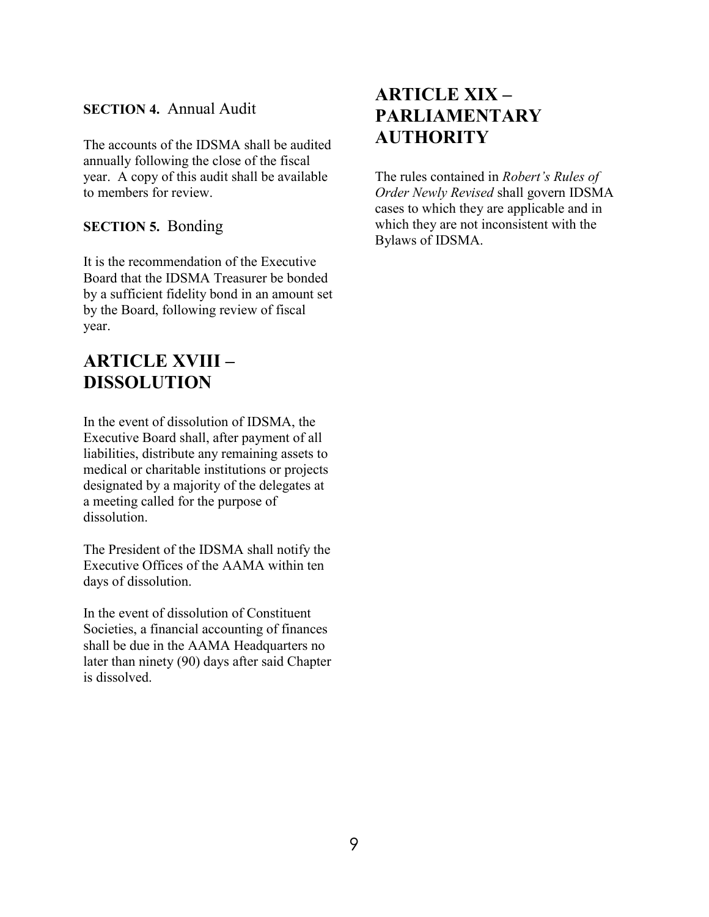**SECTION 4.** Annual Audit

The accounts of the IDSMA shall be audited annually following the close of the fiscal year. A copy of this audit shall be available to members for review.

**SECTION 5.** Bonding

It is the recommendation of the Executive Board that the IDSMA Treasurer be bonded by a sufficient fidelity bond in an amount set by the Board, following review of fiscal year.

## ARTICLE XVIII – DISSOLUTION

In the event of dissolution of IDSMA, the Executive Board shall, after payment of all liabilities, distribute any remaining assets to medical or charitable institutions or projects designated by a majority of the delegates at a meeting called for the purpose of dissolution.

The President of the IDSMA shall notify the Executive Offices of the AAMA within ten days of dissolution.

In the event of dissolution of Constituent Societies, a financial accounting of finances shall be due in the AAMA Headquarters no later than ninety (90) days after said Chapter is dissolved.

## ARTICLE XIX – PARLIAMENTARY AUTHORITY

The rules contained in *Robert's Rules of Order Newly Revised* shall govern IDSMA cases to which they are applicable and in which they are not inconsistent with the Bylaws of IDSMA.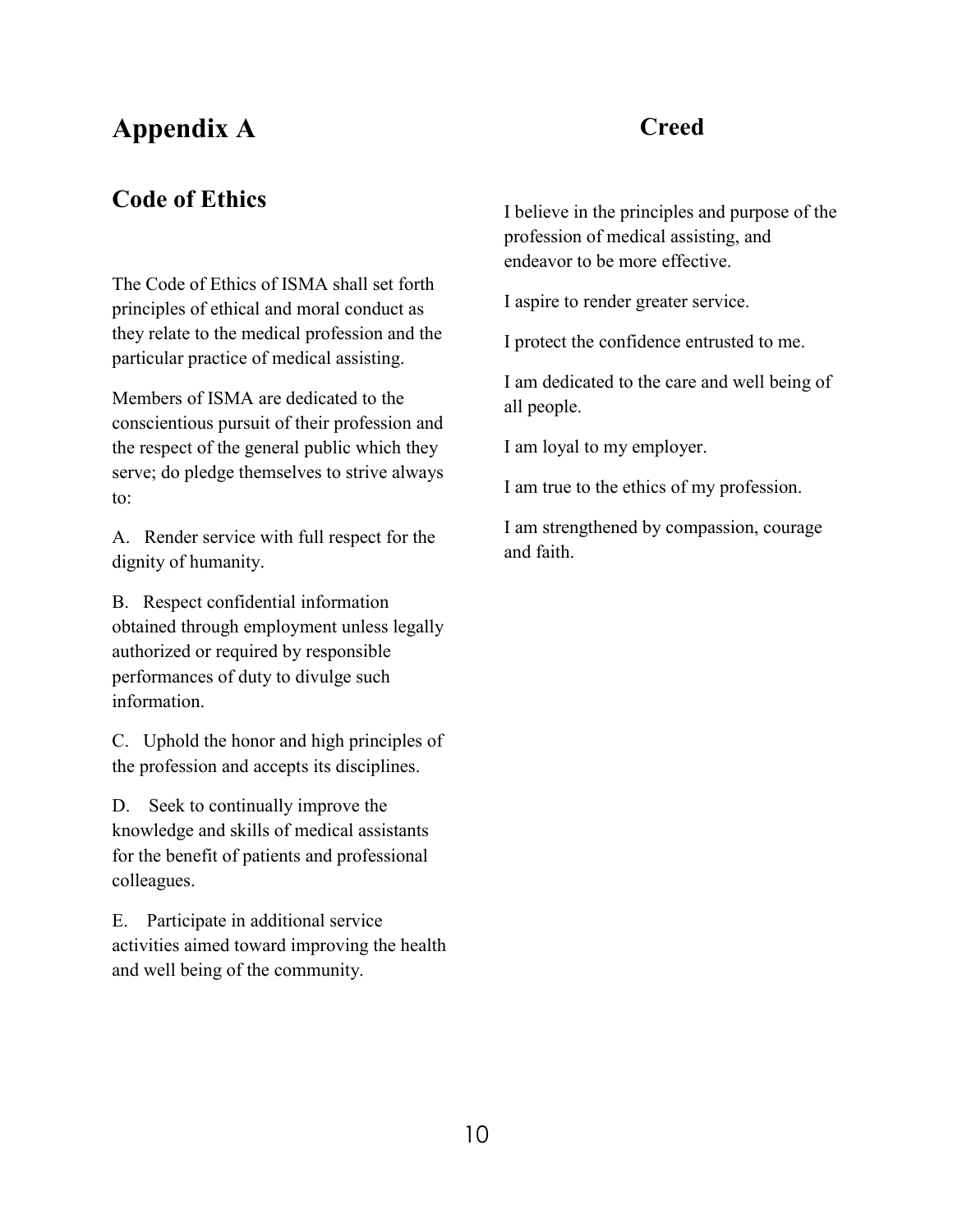# Appendix A

## Code of Ethics

The Code of Ethics of ISMA shall set forth principles of ethical and moral conduct as they relate to the medical profession and the particular practice of medical assisting.

Members of ISMA are dedicated to the conscientious pursuit of their profession and the respect of the general public which they serve; do pledge themselves to strive always to:

A. Render service with full respect for the dignity of humanity.

B. Respect confidential information obtained through employment unless legally authorized or required by responsible performances of duty to divulge such information.

C. Uphold the honor and high principles of the profession and accepts its disciplines.

D. Seek to continually improve the knowledge and skills of medical assistants for the benefit of patients and professional colleagues.

E. Participate in additional service activities aimed toward improving the health and well being of the community.

## Creed

I believe in the principles and purpose of the profession of medical assisting, and endeavor to be more effective.

I aspire to render greater service.

I protect the confidence entrusted to me.

I am dedicated to the care and well being of all people.

I am loyal to my employer.

I am true to the ethics of my profession.

I am strengthened by compassion, courage and faith.